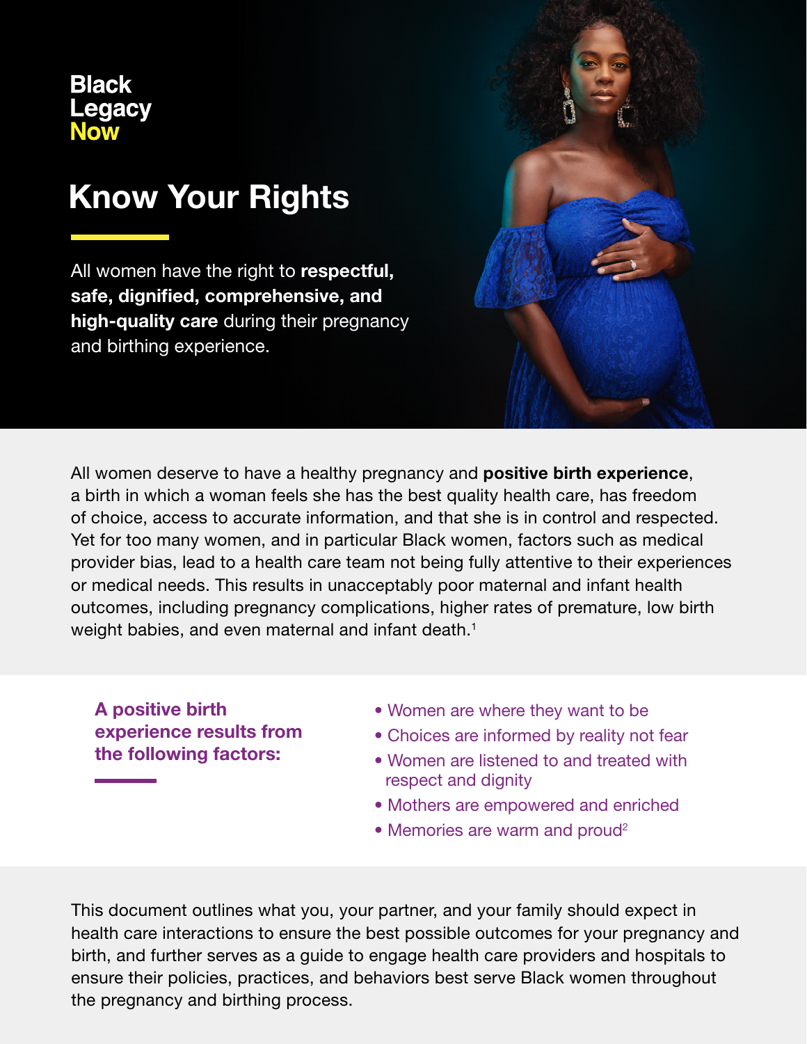Black
Legacy
Now

# Know Your Rights

All women have the right to **respectful, safe, dignified, comprehensive, and high-quality care** during their pregnancy and birthing experience.

All women deserve to have a healthy pregnancy and **positive birth experience**, a birth in which a woman feels she has the best quality health care, has freedom of choice, access to accurate information, and that she is in control and respected. Yet for too many women, and in particular Black women, factors such as medical provider bias, lead to a health care team not being fully attentive to their experiences or medical needs. This results in unacceptably poor maternal and infant health outcomes, including pregnancy complications, higher rates of premature, low birth weight babies, and even maternal and infant death.[1]

### A positive birth experience results from the following factors:

- Women are where they want to be
- Choices are informed by reality not fear
- Women are listened to and treated with respect and dignity
- Mothers are empowered and enriched
- Memories are warm and proud[2]

This document outlines what you, your partner, and your family should expect in health care interactions to ensure the best possible outcomes for your pregnancy and birth, and further serves as a guide to engage health care providers and hospitals to ensure their policies, practices, and behaviors best serve Black women throughout the pregnancy and birthing process.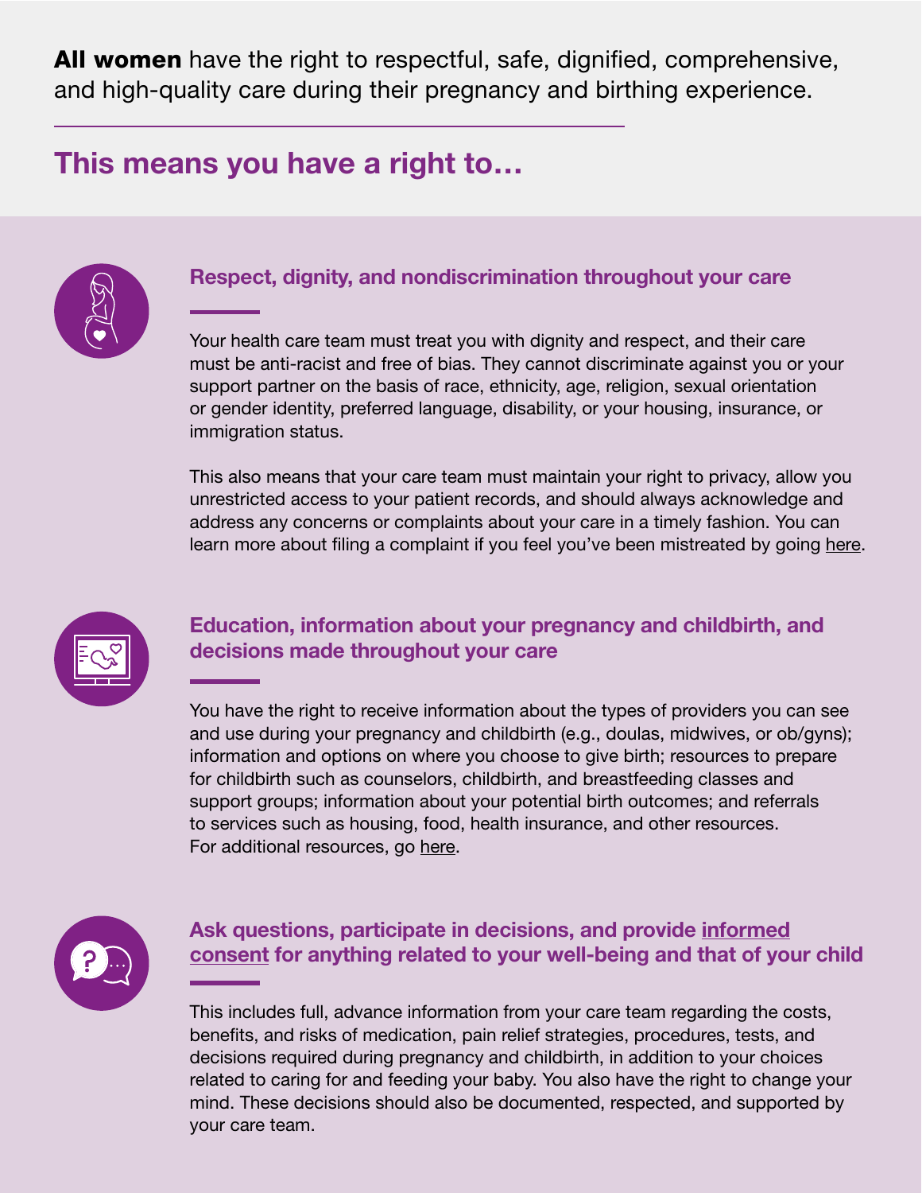**All women** have the right to respectful, safe, dignified, comprehensive, and high-quality care during their pregnancy and birthing experience.

## This means you have a right to…

### Respect, dignity, and nondiscrimination throughout your care

Your health care team must treat you with dignity and respect, and their care must be anti-racist and free of bias. They cannot discriminate against you or your support partner on the basis of race, ethnicity, age, religion, sexual orientation or gender identity, preferred language, disability, or your housing, insurance, or immigration status.

This also means that your care team must maintain your right to privacy, allow you unrestricted access to your patient records, and should always acknowledge and address any concerns or complaints about your care in a timely fashion. You can learn more about filing a complaint if you feel you've been mistreated by going here.

### Education, information about your pregnancy and childbirth, and decisions made throughout your care

You have the right to receive information about the types of providers you can see and use during your pregnancy and childbirth (e.g., doulas, midwives, or ob/gyns); information and options on where you choose to give birth; resources to prepare for childbirth such as counselors, childbirth, and breastfeeding classes and support groups; information about your potential birth outcomes; and referrals to services such as housing, food, health insurance, and other resources. For additional resources, go here.

### Ask questions, participate in decisions, and provide informed consent for anything related to your well-being and that of your child

This includes full, advance information from your care team regarding the costs, benefits, and risks of medication, pain relief strategies, procedures, tests, and decisions required during pregnancy and childbirth, in addition to your choices related to caring for and feeding your baby. You also have the right to change your mind. These decisions should also be documented, respected, and supported by your care team.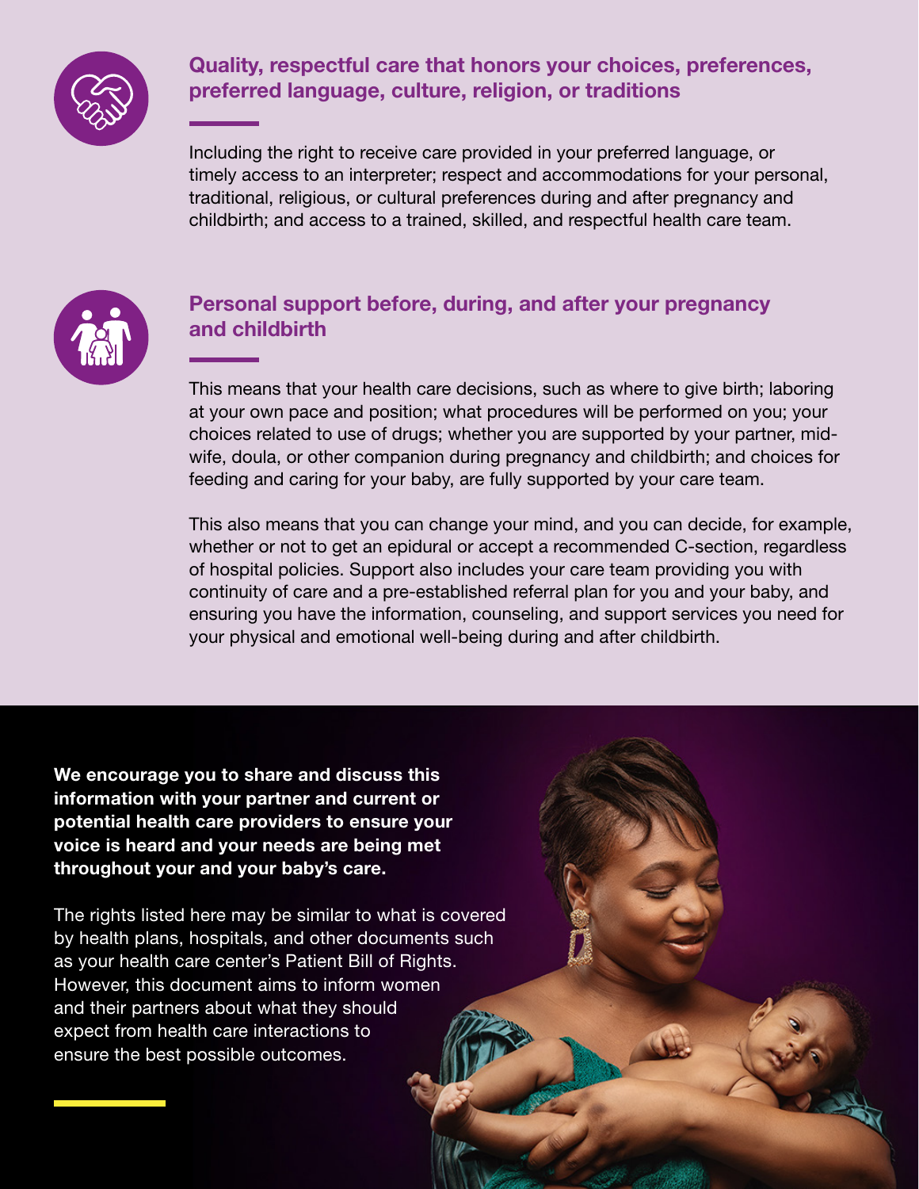## Quality, respectful care that honors your choices, preferences, preferred language, culture, religion, or traditions

Including the right to receive care provided in your preferred language, or timely access to an interpreter; respect and accommodations for your personal, traditional, religious, or cultural preferences during and after pregnancy and childbirth; and access to a trained, skilled, and respectful health care team.

## Personal support before, during, and after your pregnancy and childbirth

This means that your health care decisions, such as where to give birth; laboring at your own pace and position; what procedures will be performed on you; your choices related to use of drugs; whether you are supported by your partner, mid-wife, doula, or other companion during pregnancy and childbirth; and choices for feeding and caring for your baby, are fully supported by your care team.

This also means that you can change your mind, and you can decide, for example, whether or not to get an epidural or accept a recommended C-section, regardless of hospital policies. Support also includes your care team providing you with continuity of care and a pre-established referral plan for you and your baby, and ensuring you have the information, counseling, and support services you need for your physical and emotional well-being during and after childbirth.

**We encourage you to share and discuss this information with your partner and current or potential health care providers to ensure your voice is heard and your needs are being met throughout your and your baby's care.**

The rights listed here may be similar to what is covered by health plans, hospitals, and other documents such as your health care center's Patient Bill of Rights. However, this document aims to inform women and their partners about what they should expect from health care interactions to ensure the best possible outcomes.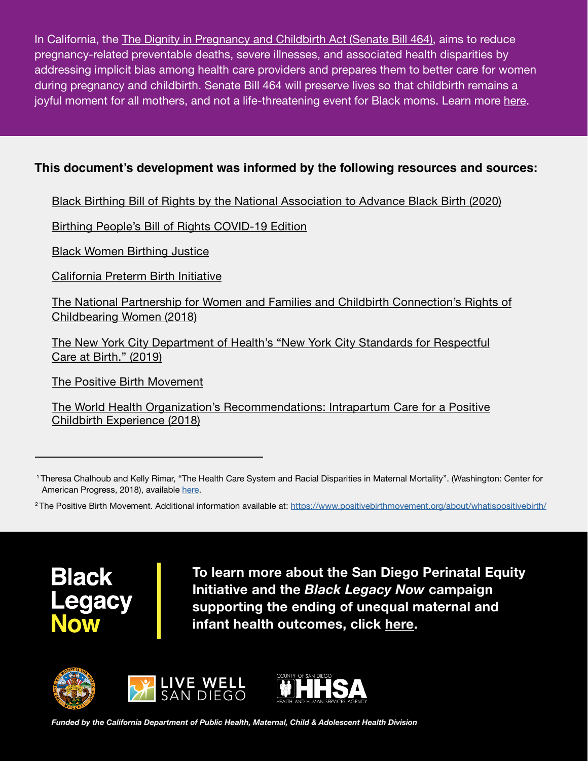In California, the The Dignity in Pregnancy and Childbirth Act (Senate Bill 464), aims to reduce pregnancy-related preventable deaths, severe illnesses, and associated health disparities by addressing implicit bias among health care providers and prepares them to better care for women during pregnancy and childbirth. Senate Bill 464 will preserve lives so that childbirth remains a joyful moment for all mothers, and not a life-threatening event for Black moms. Learn more here.

**This document's development was informed by the following resources and sources:**

- Black Birthing Bill of Rights by the National Association to Advance Black Birth (2020)
- Birthing People's Bill of Rights COVID-19 Edition
- Black Women Birthing Justice
- California Preterm Birth Initiative
- The National Partnership for Women and Families and Childbirth Connection's Rights of Childbearing Women (2018)
- The New York City Department of Health's "New York City Standards for Respectful Care at Birth." (2019)
- The Positive Birth Movement
- The World Health Organization's Recommendations: Intrapartum Care for a Positive Childbirth Experience (2018)

---

[1] Theresa Chalhoub and Kelly Rimar, "The Health Care System and Racial Disparities in Maternal Mortality". (Washington: Center for American Progress, 2018), available here.

[2] The Positive Birth Movement. Additional information available at: https://www.positivebirthmovement.org/about/whatispositivebirth/

**Black Legacy Now**

**To learn more about the San Diego Perinatal Equity Initiative and the *Black Legacy Now* campaign supporting the ending of unequal maternal and infant health outcomes, click here.**

LIVE WELL SAN DIEGO

COUNTY OF SAN DIEGO HHSA HEALTH AND HUMAN SERVICES AGENCY

***Funded by the California Department of Public Health, Maternal, Child & Adolescent Health Division***